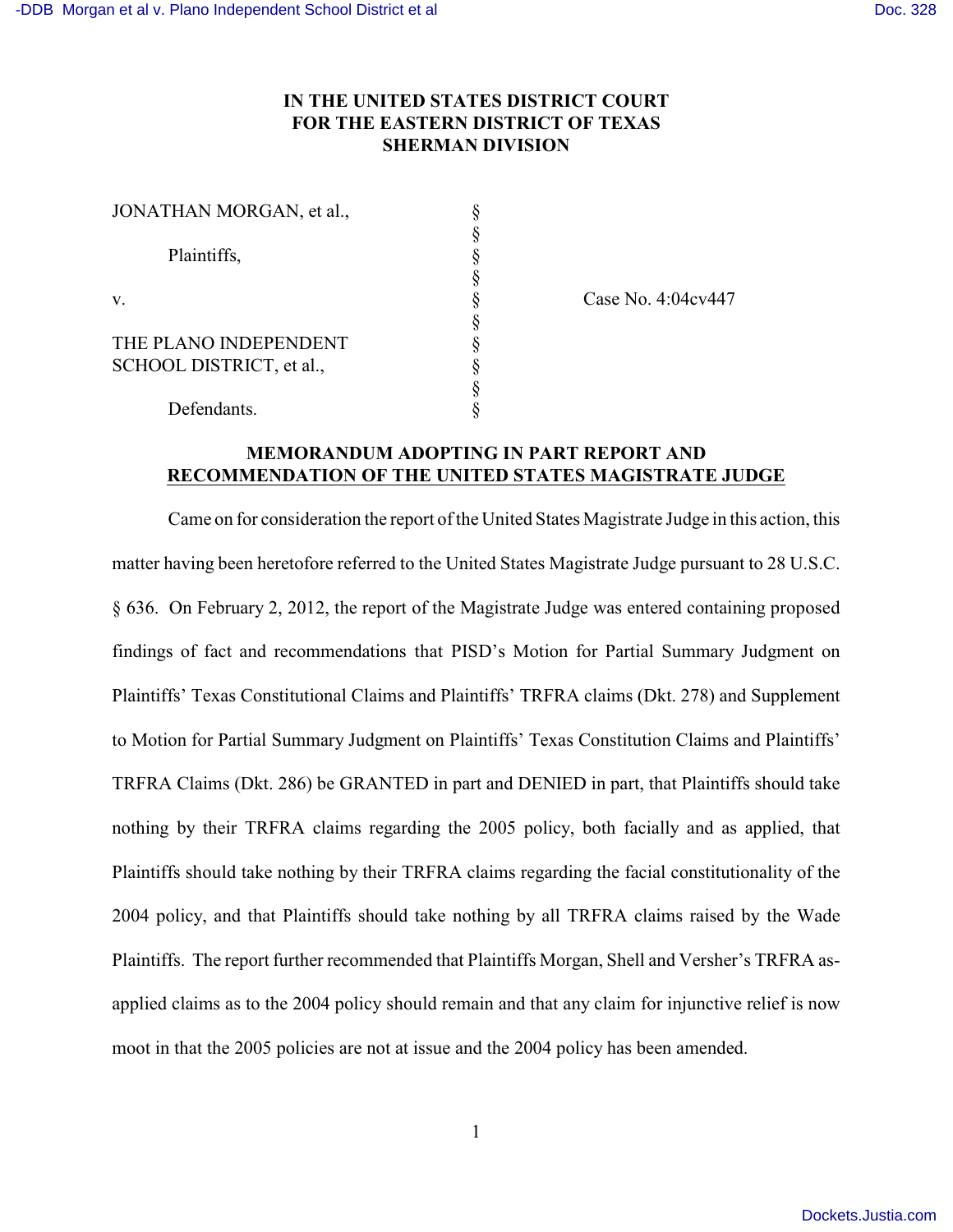**IN THE UNITED STATES DISTRICT COURT**
**FOR THE EASTERN DISTRICT OF TEXAS**
**SHERMAN DIVISION**

| | | |
|---|---|---|
| JONATHAN MORGAN, et al., | § | |
| | § | |
| Plaintiffs, | § | |
| | § | |
| v. | § | Case No. 4:04cv447 |
| | § | |
| THE PLANO INDEPENDENT SCHOOL DISTRICT, et al., | § | |
| | § | |
| Defendants. | § | |

**MEMORANDUM ADOPTING IN PART REPORT AND RECOMMENDATION OF THE UNITED STATES MAGISTRATE JUDGE**

Came on for consideration the report of the United States Magistrate Judge in this action, this matter having been heretofore referred to the United States Magistrate Judge pursuant to 28 U.S.C. § 636. On February 2, 2012, the report of the Magistrate Judge was entered containing proposed findings of fact and recommendations that PISD's Motion for Partial Summary Judgment on Plaintiffs' Texas Constitutional Claims and Plaintiffs' TRFRA claims (Dkt. 278) and Supplement to Motion for Partial Summary Judgment on Plaintiffs' Texas Constitution Claims and Plaintiffs' TRFRA Claims (Dkt. 286) be GRANTED in part and DENIED in part, that Plaintiffs should take nothing by their TRFRA claims regarding the 2005 policy, both facially and as applied, that Plaintiffs should take nothing by their TRFRA claims regarding the facial constitutionality of the 2004 policy, and that Plaintiffs should take nothing by all TRFRA claims raised by the Wade Plaintiffs. The report further recommended that Plaintiffs Morgan, Shell and Versher's TRFRA as-applied claims as to the 2004 policy should remain and that any claim for injunctive relief is now moot in that the 2005 policies are not at issue and the 2004 policy has been amended.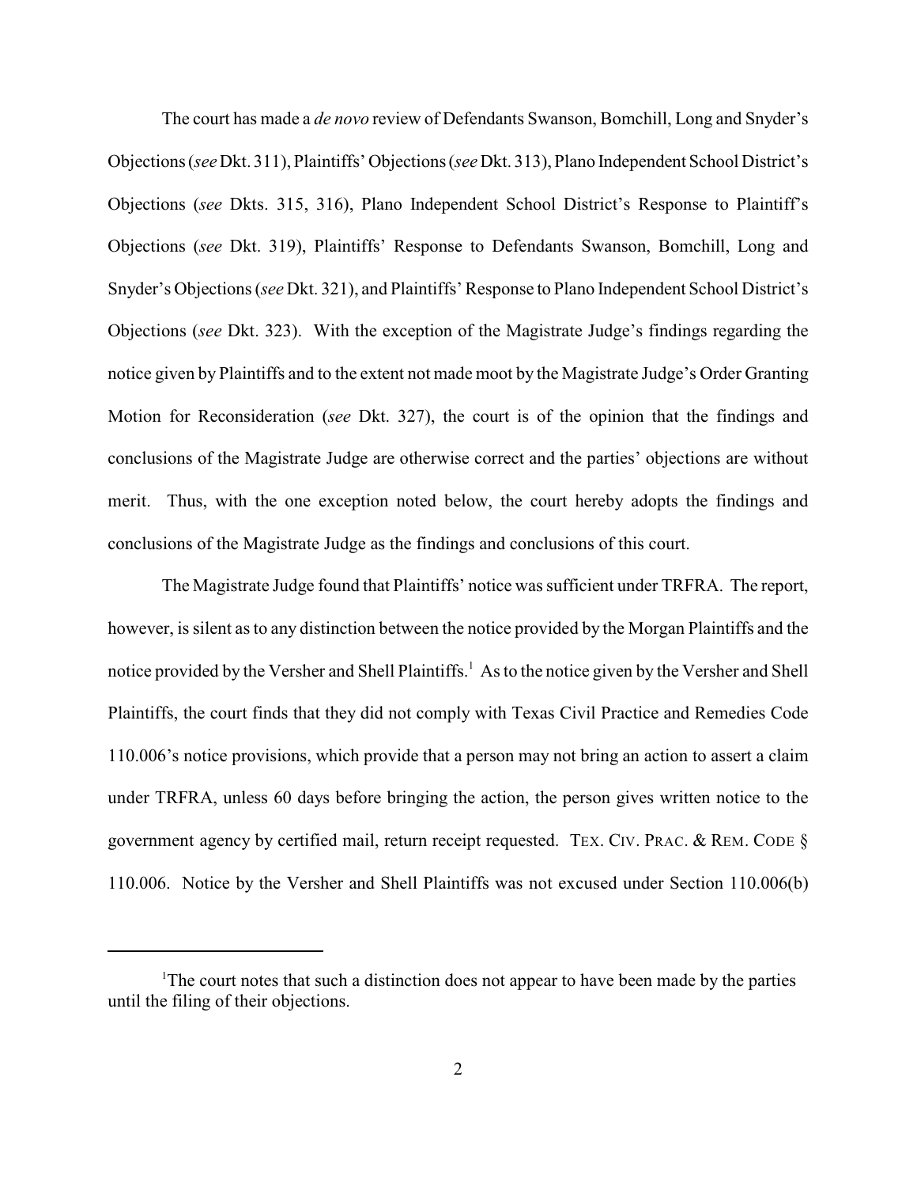The court has made a *de novo* review of Defendants Swanson, Bomchill, Long and Snyder's Objections (*see* Dkt. 311), Plaintiffs' Objections (*see* Dkt. 313), Plano Independent School District's Objections (*see* Dkts. 315, 316), Plano Independent School District's Response to Plaintiff's Objections (*see* Dkt. 319), Plaintiffs' Response to Defendants Swanson, Bomchill, Long and Snyder's Objections (*see* Dkt. 321), and Plaintiffs' Response to Plano Independent School District's Objections (*see* Dkt. 323). With the exception of the Magistrate Judge's findings regarding the notice given by Plaintiffs and to the extent not made moot by the Magistrate Judge's Order Granting Motion for Reconsideration (*see* Dkt. 327), the court is of the opinion that the findings and conclusions of the Magistrate Judge are otherwise correct and the parties' objections are without merit. Thus, with the one exception noted below, the court hereby adopts the findings and conclusions of the Magistrate Judge as the findings and conclusions of this court.

The Magistrate Judge found that Plaintiffs' notice was sufficient under TRFRA. The report, however, is silent as to any distinction between the notice provided by the Morgan Plaintiffs and the notice provided by the Versher and Shell Plaintiffs.[1] As to the notice given by the Versher and Shell Plaintiffs, the court finds that they did not comply with Texas Civil Practice and Remedies Code 110.006's notice provisions, which provide that a person may not bring an action to assert a claim under TRFRA, unless 60 days before bringing the action, the person gives written notice to the government agency by certified mail, return receipt requested. TEX. CIV. PRAC. & REM. CODE § 110.006. Notice by the Versher and Shell Plaintiffs was not excused under Section 110.006(b)

[1] The court notes that such a distinction does not appear to have been made by the parties until the filing of their objections.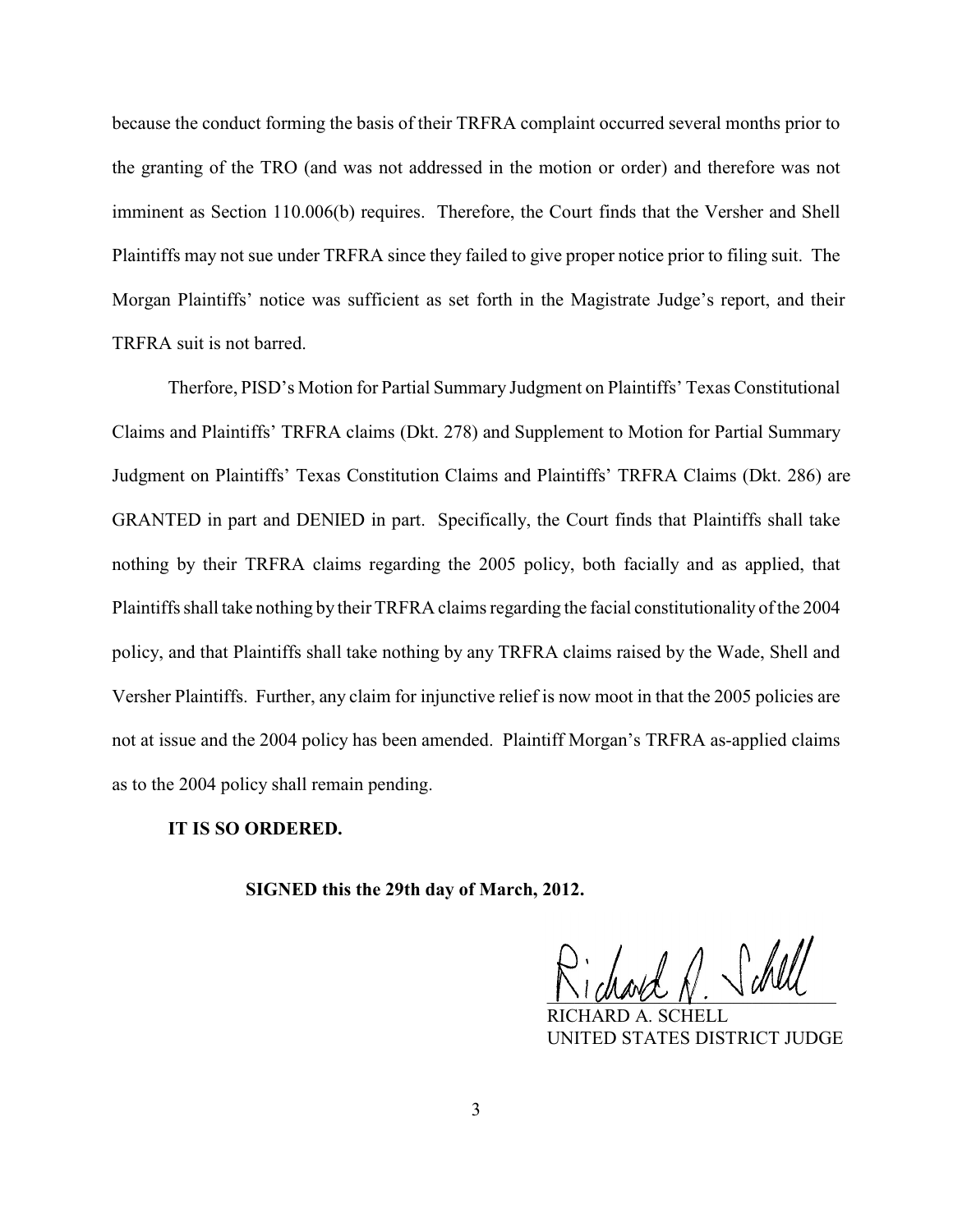because the conduct forming the basis of their TRFRA complaint occurred several months prior to the granting of the TRO (and was not addressed in the motion or order) and therefore was not imminent as Section 110.006(b) requires. Therefore, the Court finds that the Versher and Shell Plaintiffs may not sue under TRFRA since they failed to give proper notice prior to filing suit. The Morgan Plaintiffs' notice was sufficient as set forth in the Magistrate Judge's report, and their TRFRA suit is not barred.

Therfore, PISD's Motion for Partial Summary Judgment on Plaintiffs' Texas Constitutional Claims and Plaintiffs' TRFRA claims (Dkt. 278) and Supplement to Motion for Partial Summary Judgment on Plaintiffs' Texas Constitution Claims and Plaintiffs' TRFRA Claims (Dkt. 286) are GRANTED in part and DENIED in part. Specifically, the Court finds that Plaintiffs shall take nothing by their TRFRA claims regarding the 2005 policy, both facially and as applied, that Plaintiffs shall take nothing by their TRFRA claims regarding the facial constitutionality of the 2004 policy, and that Plaintiffs shall take nothing by any TRFRA claims raised by the Wade, Shell and Versher Plaintiffs. Further, any claim for injunctive relief is now moot in that the 2005 policies are not at issue and the 2004 policy has been amended. Plaintiff Morgan's TRFRA as-applied claims as to the 2004 policy shall remain pending.

**IT IS SO ORDERED.**

**SIGNED this the 29th day of March, 2012.**

Richard A. Schell

RICHARD A. SCHELL
UNITED STATES DISTRICT JUDGE